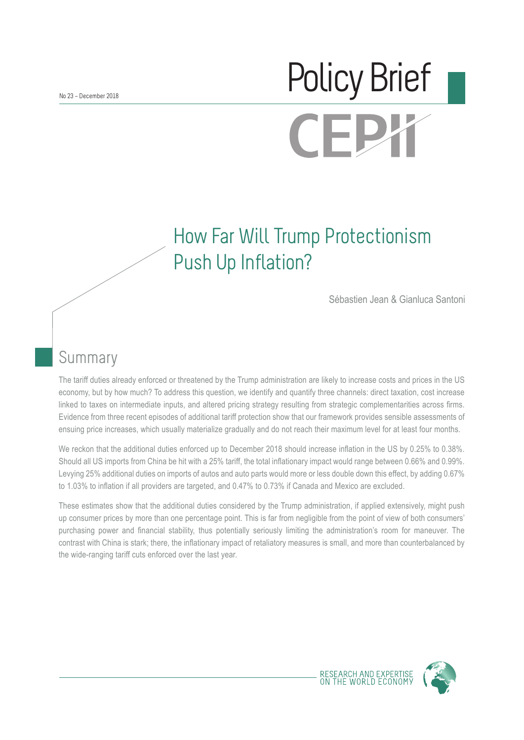No 23 – December 2018

# Policy Brief

# How Far Will Trump Protectionism Push Up Inflation?

Sébastien Jean & Gianluca Santoni

## Summary

The tariff duties already enforced or threatened by the Trump administration are likely to increase costs and prices in the US economy, but by how much? To address this question, we identify and quantify three channels: direct taxation, cost increase linked to taxes on intermediate inputs, and altered pricing strategy resulting from strategic complementarities across firms. Evidence from three recent episodes of additional tariff protection show that our framework provides sensible assessments of ensuing price increases, which usually materialize gradually and do not reach their maximum level for at least four months.

We reckon that the additional duties enforced up to December 2018 should increase inflation in the US by 0.25% to 0.38%. Should all US imports from China be hit with a 25% tariff, the total inflationary impact would range between 0.66% and 0.99%. Levying 25% additional duties on imports of autos and auto parts would more or less double down this effect, by adding 0.67% to 1.03% to inflation if all providers are targeted, and 0.47% to 0.73% if Canada and Mexico are excluded.

These estimates show that the additional duties considered by the Trump administration, if applied extensively, might push up consumer prices by more than one percentage point. This is far from negligible from the point of view of both consumers' purchasing power and financial stability, thus potentially seriously limiting the administration's room for maneuver. The contrast with China is stark; there, the inflationary impact of retaliatory measures is small, and more than counterbalanced by the wide-ranging tariff cuts enforced over the last year.

RESEARCH AND EXPERTISE ON THE WORLD ECONOMY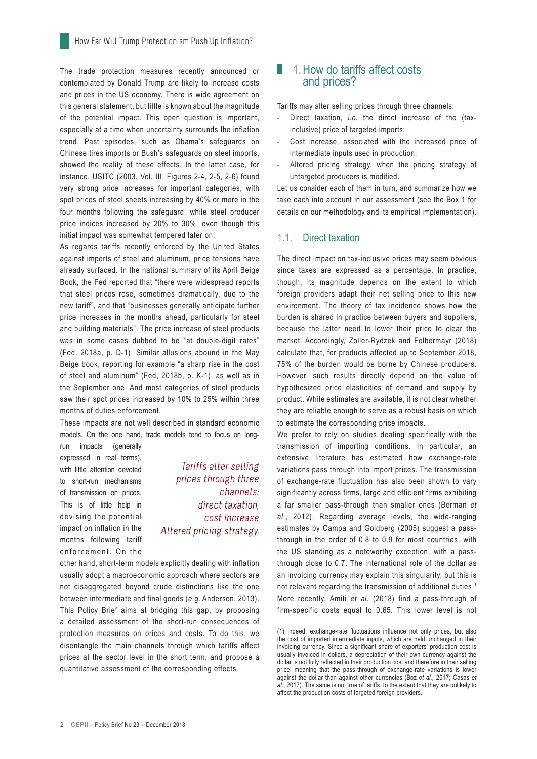The trade protection measures recently announced or contemplated by Donald Trump are likely to increase costs and prices in the US economy. There is wide agreement on this general statement, but little is known about the magnitude of the potential impact. This open question is important, especially at a time when uncertainty surrounds the inflation trend. Past episodes, such as Obama's safeguards on Chinese tires imports or Bush's safeguards on steel imports, showed the reality of these effects. In the latter case, for instance, USITC (2003, Vol. III, Figures 2-4, 2-5, 2-6) found very strong price increases for important categories, with spot prices of steel sheets increasing by 40% or more in the four months following the safeguard, while steel producer price indices increased by 20% to 30%, even though this initial impact was somewhat tempered later on.

As regards tariffs recently enforced by the United States against imports of steel and aluminum, price tensions have already surfaced. In the national summary of its April Beige Book, the Fed reported that "there were widespread reports that steel prices rose, sometimes dramatically, due to the new tariff", and that "businesses generally anticipate further price increases in the months ahead, particularly for steel and building materials". The price increase of steel products was in some cases dubbed to be "at double-digit rates" (Fed, 2018a, p. D-1). Similar allusions abound in the May Beige book, reporting for example "a sharp rise in the cost of steel and aluminum" (Fed, 2018b, p. K-1), as well as in the September one. And most categories of steel products saw their spot prices increased by 10% to 25% within three months of duties enforcement.

These impacts are not well described in standard economic models. On the one hand, trade models tend to focus on long-run impacts (generally expressed in real terms), with little attention devoted to short-run mechanisms of transmission on prices. This is of little help in devising the potential impact on inflation in the months following tariff enforcement. On the other hand, short-term models explicitly dealing with inflation usually adopt a macroeconomic approach where sectors are not disaggregated beyond crude distinctions like the one between intermediate and final goods (*e.g.* Anderson, 2013). This Policy Brief aims at bridging this gap, by proposing a detailed assessment of the short-run consequences of protection measures on prices and costs. To do this, we disentangle the main channels through which tariffs affect prices at the sector level in the short term, and propose a quantitative assessment of the corresponding effects.

> *Tariffs alter selling prices through three channels: direct taxation, cost increase Altered pricing strategy,*

## 1. How do tariffs affect costs and prices?

Tariffs may alter selling prices through three channels:

- Direct taxation, *i.e.* the direct increase of the (tax-inclusive) price of targeted imports;
- Cost increase, associated with the increased price of intermediate inputs used in production;
- Altered pricing strategy, when the pricing strategy of untargeted producers is modified.

Let us consider each of them in turn, and summarize how we take each into account in our assessment (see the Box 1 for details on our methodology and its empirical implementation).

### 1.1. Direct taxation

The direct impact on tax-inclusive prices may seem obvious since taxes are expressed as a percentage. In practice, though, its magnitude depends on the extent to which foreign providers adapt their net selling price to this new environment. The theory of tax incidence shows how the burden is shared in practice between buyers and suppliers, because the latter need to lower their price to clear the market. Accordingly, Zoller-Rydzek and Felbermayr (2018) calculate that, for products affected up to September 2018, 75% of the burden would be borne by Chinese producers. However, such results directly depend on the value of hypothesized price elasticities of demand and supply by product. While estimates are available, it is not clear whether they are reliable enough to serve as a robust basis on which to estimate the corresponding price impacts.

We prefer to rely on studies dealing specifically with the transmission of importing conditions. In particular, an extensive literature has estimated how exchange-rate variations pass through into import prices. The transmission of exchange-rate fluctuation has also been shown to vary significantly across firms, large and efficient firms exhibiting a far smaller pass-through than smaller ones (Berman *et al.*, 2012). Regarding average levels, the wide-ranging estimates by Campa and Goldberg (2005) suggest a pass-through in the order of 0.8 to 0.9 for most countries, with the US standing as a noteworthy exception, with a pass-through close to 0.7. The international role of the dollar as an invoicing currency may explain this singularity, but this is not relevant regarding the transmission of additional duties.[1] More recently, Amiti *et al.* (2018) find a pass-through of firm-specific costs equal to 0.65. This lower level is not

(1) Indeed, exchange-rate fluctuations influence not only prices, but also the cost of imported intermediate inputs, which are held unchanged in their invoicing currency. Since a significant share of exporters' production cost is usually invoiced in dollars, a depreciation of their own currency against the dollar is not fully reflected in their production cost and therefore in their selling price, meaning that the pass-through of exchange-rate variations is lower against the dollar than against other currencies (Boz *et al.*, 2017; Casas *et al.*, 2017). The same is not true of tariffs, to the extent that they are unlikely to affect the production costs of targeted foreign providers.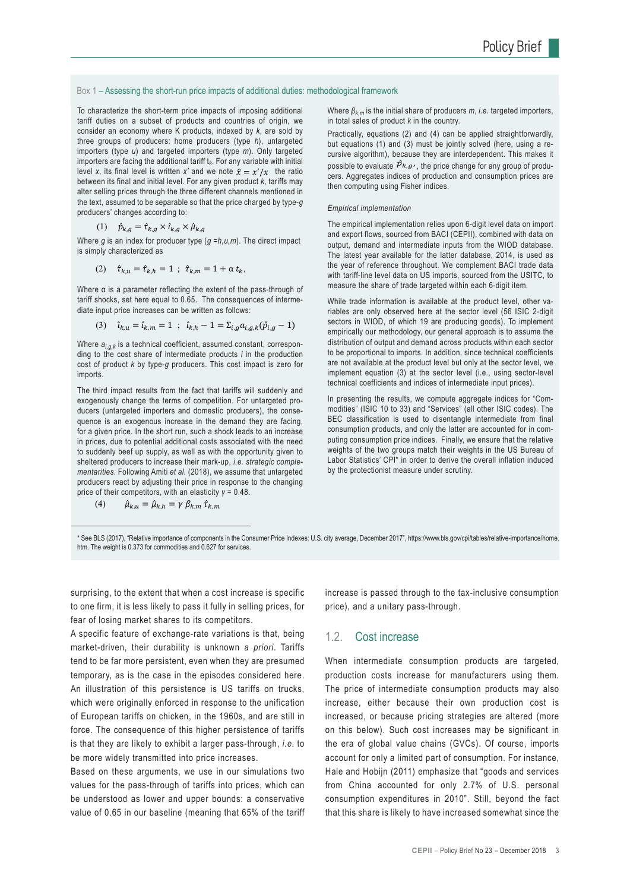### Box 1 – Assessing the short-run price impacts of additional duties: methodological framework

To characterize the short-term price impacts of imposing additional tariff duties on a subset of products and countries of origin, we consider an economy where K products, indexed by $k$, are sold by three groups of producers: home producers (type $h$), untargeted importers (type $u$) and targeted importers (type $m$). Only targeted importers are facing the additional tariff $t_k$. For any variable with initial level $x$, its final level is written $x'$ and we note $\hat{x} = x'/x$ the ratio between its final and initial level. For any given product $k$, tariffs may alter selling prices through the three different channels mentioned in the text, assumed to be separable so that the price charged by type-$g$ producers' changes according to:

$$(1) \quad \hat{p}_{k,g} = \hat{\tau}_{k,g} \times \hat{\iota}_{k,g} \times \hat{\mu}_{k,g}$$

Where $g$ is an index for producer type ($g = h,u,m$). The direct impact is simply characterized as

$$(2) \quad \hat{\tau}_{k,u} = \hat{\tau}_{k,h} = 1 \;;\; \hat{\tau}_{k,m} = 1 + \alpha\, t_k,$$

Where α is a parameter reflecting the extent of the pass-through of tariff shocks, set here equal to 0.65. The consequences of intermediate input price increases can be written as follows:

$$(3) \quad \hat{\iota}_{k,u} = \hat{\iota}_{k,m} = 1 \;;\; \hat{\iota}_{k,h} - 1 = \Sigma_{i,g} a_{i,g,k}(\hat{p}_{i,g} - 1)$$

Where $a_{i,g,k}$ is a technical coefficient, assumed constant, corresponding to the cost share of intermediate products $i$ in the production cost of product $k$ by type-$g$ producers. This cost impact is zero for imports.

The third impact results from the fact that tariffs will suddenly and exogenously change the terms of competition. For untargeted producers (untargeted importers and domestic producers), the consequence is an exogenous increase in the demand they are facing, for a given price. In the short run, such a shock leads to an increase in prices, due to potential additional costs associated with the need to suddenly beef up supply, as well as with the opportunity given to sheltered producers to increase their mark-up, *i.e. strategic complementarities*. Following Amiti *et al.* (2018), we assume that untargeted producers react by adjusting their price in response to the changing price of their competitors, with an elasticity $\gamma = 0.48$.

$$(4) \quad \hat{\mu}_{k,u} = \hat{\mu}_{k,h} = \gamma\, \beta_{k,m}\, \hat{\tau}_{k,m}$$

Where $\beta_{k,m}$ is the initial share of producers $m$, *i.e.* targeted importers, in total sales of product $k$ in the country.

Practically, equations (2) and (4) can be applied straightforwardly, but equations (1) and (3) must be jointly solved (here, using a recursive algorithm), because they are interdependent. This makes it possible to evaluate $\hat{p}_{k,g}$, the price change for any group of producers. Aggregates indices of production and consumption prices are then computing using Fisher indices.

*Empirical implementation*

The empirical implementation relies upon 6-digit level data on import and export flows, sourced from BACI (CEPII), combined with data on output, demand and intermediate inputs from the WIOD database. The latest year available for the latter database, 2014, is used as the year of reference throughout. We complement BACI trade data with tariff-line level data on US imports, sourced from the USITC, to measure the share of trade targeted within each 6-digit item.

While trade information is available at the product level, other variables are only observed here at the sector level (56 ISIC 2-digit sectors in WIOD, of which 19 are producing goods). To implement empirically our methodology, our general approach is to assume the distribution of output and demand across products within each sector to be proportional to imports. In addition, since technical coefficients are not available at the product level but only at the sector level, we implement equation (3) at the sector level (i.e., using sector-level technical coefficients and indices of intermediate input prices).

In presenting the results, we compute aggregate indices for "Commodities" (ISIC 10 to 33) and "Services" (all other ISIC codes). The BEC classification is used to disentangle intermediate from final consumption products, and only the latter are accounted for in computing consumption price indices. Finally, we ensure that the relative weights of the two groups match their weights in the US Bureau of Labor Statistics' CPI* in order to derive the overall inflation induced by the protectionist measure under scrutiny.

\* See BLS (2017), "Relative importance of components in the Consumer Price Indexes: U.S. city average, December 2017", https://www.bls.gov/cpi/tables/relative-importance/home.htm. The weight is 0.373 for commodities and 0.627 for services.

---

surprising, to the extent that when a cost increase is specific to one firm, it is less likely to pass it fully in selling prices, for fear of losing market shares to its competitors.

A specific feature of exchange-rate variations is that, being market-driven, their durability is unknown *a priori*. Tariffs tend to be far more persistent, even when they are presumed temporary, as is the case in the episodes considered here. An illustration of this persistence is US tariffs on trucks, which were originally enforced in response to the unification of European tariffs on chicken, in the 1960s, and are still in force. The consequence of this higher persistence of tariffs is that they are likely to exhibit a larger pass-through, *i.e.* to be more widely transmitted into price increases.

Based on these arguments, we use in our simulations two values for the pass-through of tariffs into prices, which can be understood as lower and upper bounds: a conservative value of 0.65 in our baseline (meaning that 65% of the tariff increase is passed through to the tax-inclusive consumption price), and a unitary pass-through.

## 1.2. Cost increase

When intermediate consumption products are targeted, production costs increase for manufacturers using them. The price of intermediate consumption products may also increase, either because their own production cost is increased, or because pricing strategies are altered (more on this below). Such cost increases may be significant in the era of global value chains (GVCs). Of course, imports account for only a limited part of consumption. For instance, Hale and Hobijn (2011) emphasize that "goods and services from China accounted for only 2.7% of U.S. personal consumption expenditures in 2010". Still, beyond the fact that this share is likely to have increased somewhat since the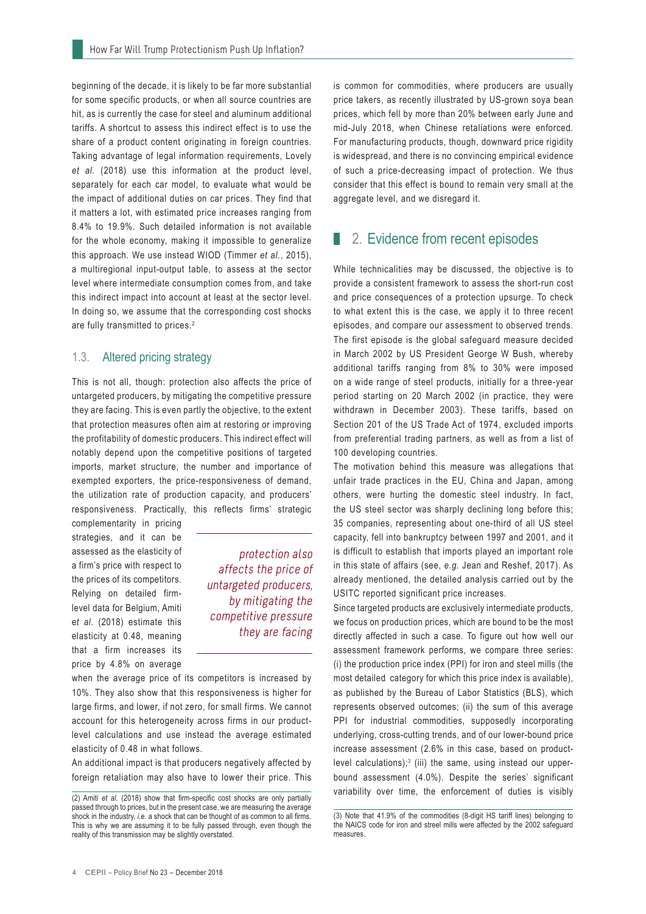beginning of the decade, it is likely to be far more substantial for some specific products, or when all source countries are hit, as is currently the case for steel and aluminum additional tariffs. A shortcut to assess this indirect effect is to use the share of a product content originating in foreign countries. Taking advantage of legal information requirements, Lovely *et al.* (2018) use this information at the product level, separately for each car model, to evaluate what would be the impact of additional duties on car prices. They find that it matters a lot, with estimated price increases ranging from 8.4% to 19.9%. Such detailed information is not available for the whole economy, making it impossible to generalize this approach. We use instead WIOD (Timmer *et al.*, 2015), a multiregional input-output table, to assess at the sector level where intermediate consumption comes from, and take this indirect impact into account at least at the sector level. In doing so, we assume that the corresponding cost shocks are fully transmitted to prices.[2]

### 1.3. Altered pricing strategy

This is not all, though: protection also affects the price of untargeted producers, by mitigating the competitive pressure they are facing. This is even partly the objective, to the extent that protection measures often aim at restoring or improving the profitability of domestic producers. This indirect effect will notably depend upon the competitive positions of targeted imports, market structure, the number and importance of exempted exporters, the price-responsiveness of demand, the utilization rate of production capacity, and producers' responsiveness. Practically, this reflects firms' strategic complementarity in pricing strategies, and it can be assessed as the elasticity of a firm's price with respect to the prices of its competitors. Relying on detailed firm-level data for Belgium, Amiti *et al.* (2018) estimate this elasticity at 0.48, meaning that a firm increases its price by 4.8% on average when the average price of its competitors is increased by 10%. They also show that this responsiveness is higher for large firms, and lower, if not zero, for small firms. We cannot account for this heterogeneity across firms in our product-level calculations and use instead the average estimated elasticity of 0.48 in what follows.

*protection also affects the price of untargeted producers, by mitigating the competitive pressure they are facing*

An additional impact is that producers negatively affected by foreign retaliation may also have to lower their price. This is common for commodities, where producers are usually price takers, as recently illustrated by US-grown soya bean prices, which fell by more than 20% between early June and mid-July 2018, when Chinese retaliations were enforced. For manufacturing products, though, downward price rigidity is widespread, and there is no convincing empirical evidence of such a price-decreasing impact of protection. We thus consider that this effect is bound to remain very small at the aggregate level, and we disregard it.

## 2. Evidence from recent episodes

While technicalities may be discussed, the objective is to provide a consistent framework to assess the short-run cost and price consequences of a protection upsurge. To check to what extent this is the case, we apply it to three recent episodes, and compare our assessment to observed trends. The first episode is the global safeguard measure decided in March 2002 by US President George W Bush, whereby additional tariffs ranging from 8% to 30% were imposed on a wide range of steel products, initially for a three-year period starting on 20 March 2002 (in practice, they were withdrawn in December 2003). These tariffs, based on Section 201 of the US Trade Act of 1974, excluded imports from preferential trading partners, as well as from a list of 100 developing countries.

The motivation behind this measure was allegations that unfair trade practices in the EU, China and Japan, among others, were hurting the domestic steel industry. In fact, the US steel sector was sharply declining long before this; 35 companies, representing about one-third of all US steel capacity, fell into bankruptcy between 1997 and 2001, and it is difficult to establish that imports played an important role in this state of affairs (see, *e.g.* Jean and Reshef, 2017). As already mentioned, the detailed analysis carried out by the USITC reported significant price increases.

Since targeted products are exclusively intermediate products, we focus on production prices, which are bound to be the most directly affected in such a case. To figure out how well our assessment framework performs, we compare three series: (i) the production price index (PPI) for iron and steel mills (the most detailed category for which this price index is available), as published by the Bureau of Labor Statistics (BLS), which represents observed outcomes; (ii) the sum of this average PPI for industrial commodities, supposedly incorporating underlying, cross-cutting trends, and of our lower-bound price increase assessment (2.6% in this case, based on product-level calculations);[3] (iii) the same, using instead our upper-bound assessment (4.0%). Despite the series' significant variability over time, the enforcement of duties is visibly

(2) Amiti *et al.* (2018) show that firm-specific cost shocks are only partially passed through to prices, but in the present case, we are measuring the average shock in the industry, *i.e.* a shock that can be thought of as common to all firms. This is why we are assuming it to be fully passed through, even though the reality of this transmission may be slightly overstated.

(3) Note that 41.9% of the commodities (8-digit HS tariff lines) belonging to the NAICS code for iron and streel mills were affected by the 2002 safeguard measures.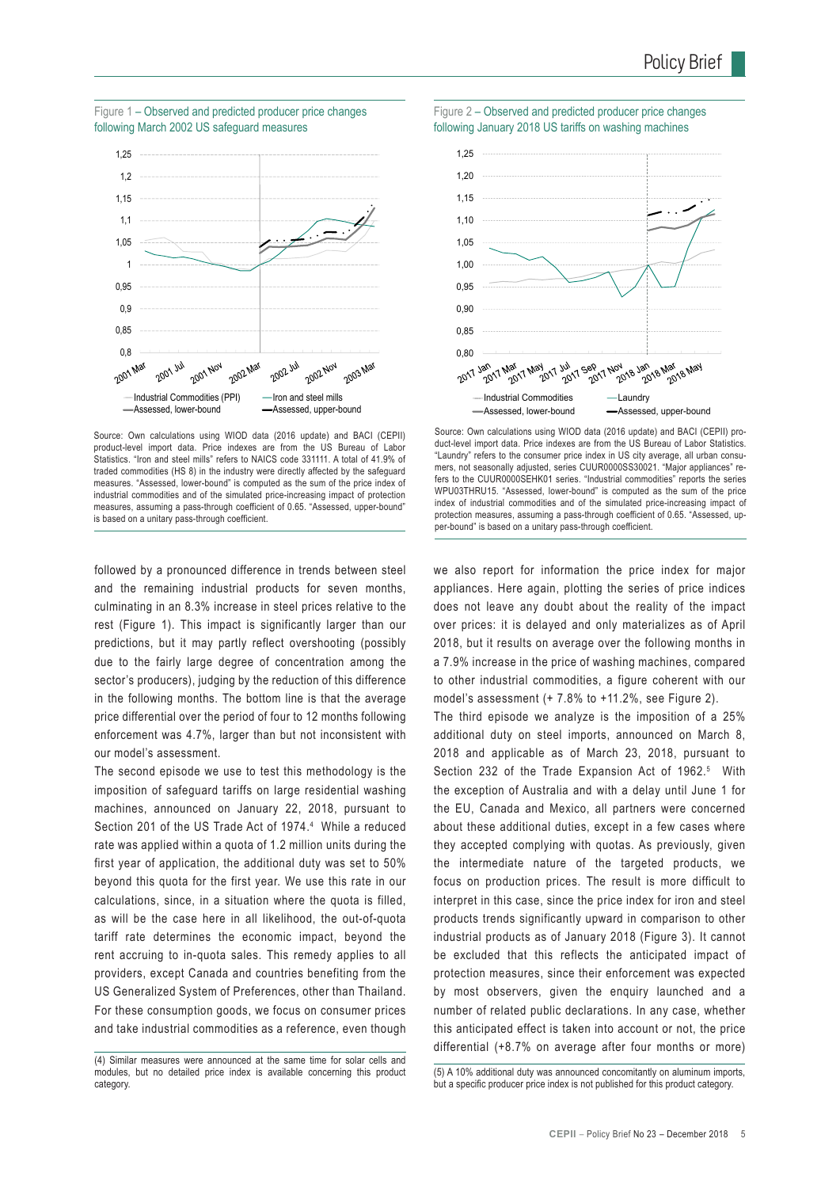Figure 1 – Observed and predicted producer price changes following March 2002 US safeguard measures

Source: Own calculations using WIOD data (2016 update) and BACI (CEPII) product-level import data. Price indexes are from the US Bureau of Labor Statistics. "Iron and steel mills" refers to NAICS code 331111. A total of 41.9% of traded commodities (HS 8) in the industry were directly affected by the safeguard measures. "Assessed, lower-bound" is computed as the sum of the price index of industrial commodities and of the simulated price-increasing impact of protection measures, assuming a pass-through coefficient of 0.65. "Assessed, upper-bound" is based on a unitary pass-through coefficient.

Figure 2 – Observed and predicted producer price changes following January 2018 US tariffs on washing machines

Source: Own calculations using WIOD data (2016 update) and BACI (CEPII) product-level import data. Price indexes are from the US Bureau of Labor Statistics. "Laundry" refers to the consumer price index in US city average, all urban consumers, not seasonally adjusted, series CUUR0000SS30021. "Major appliances" refers to the CUUR0000SEHK01 series. "Industrial commodities" reports the series WPU03THRU15. "Assessed, lower-bound" is computed as the sum of the price index of industrial commodities and of the simulated price-increasing impact of protection measures, assuming a pass-through coefficient of 0.65. "Assessed, upper-bound" is based on a unitary pass-through coefficient.

followed by a pronounced difference in trends between steel and the remaining industrial products for seven months, culminating in an 8.3% increase in steel prices relative to the rest (Figure 1). This impact is significantly larger than our predictions, but it may partly reflect overshooting (possibly due to the fairly large degree of concentration among the sector's producers), judging by the reduction of this difference in the following months. The bottom line is that the average price differential over the period of four to 12 months following enforcement was 4.7%, larger than but not inconsistent with our model's assessment.

The second episode we use to test this methodology is the imposition of safeguard tariffs on large residential washing machines, announced on January 22, 2018, pursuant to Section 201 of the US Trade Act of 1974.[4] While a reduced rate was applied within a quota of 1.2 million units during the first year of application, the additional duty was set to 50% beyond this quota for the first year. We use this rate in our calculations, since, in a situation where the quota is filled, as will be the case here in all likelihood, the out-of-quota tariff rate determines the economic impact, beyond the rent accruing to in-quota sales. This remedy applies to all providers, except Canada and countries benefiting from the US Generalized System of Preferences, other than Thailand. For these consumption goods, we focus on consumer prices and take industrial commodities as a reference, even though we also report for information the price index for major appliances. Here again, plotting the series of price indices does not leave any doubt about the reality of the impact over prices: it is delayed and only materializes as of April 2018, but it results on average over the following months in a 7.9% increase in the price of washing machines, compared to other industrial commodities, a figure coherent with our model's assessment (+ 7.8% to +11.2%, see Figure 2).

The third episode we analyze is the imposition of a 25% additional duty on steel imports, announced on March 8, 2018 and applicable as of March 23, 2018, pursuant to Section 232 of the Trade Expansion Act of 1962.[5] With the exception of Australia and with a delay until June 1 for the EU, Canada and Mexico, all partners were concerned about these additional duties, except in a few cases where they accepted complying with quotas. As previously, given the intermediate nature of the targeted products, we focus on production prices. The result is more difficult to interpret in this case, since the price index for iron and steel products trends significantly upward in comparison to other industrial products as of January 2018 (Figure 3). It cannot be excluded that this reflects the anticipated impact of protection measures, since their enforcement was expected by most observers, given the enquiry launched and a number of related public declarations. In any case, whether this anticipated effect is taken into account or not, the price differential (+8.7% on average after four months or more)

(4) Similar measures were announced at the same time for solar cells and modules, but no detailed price index is available concerning this product category.

(5) A 10% additional duty was announced concomitantly on aluminum imports, but a specific producer price index is not published for this product category.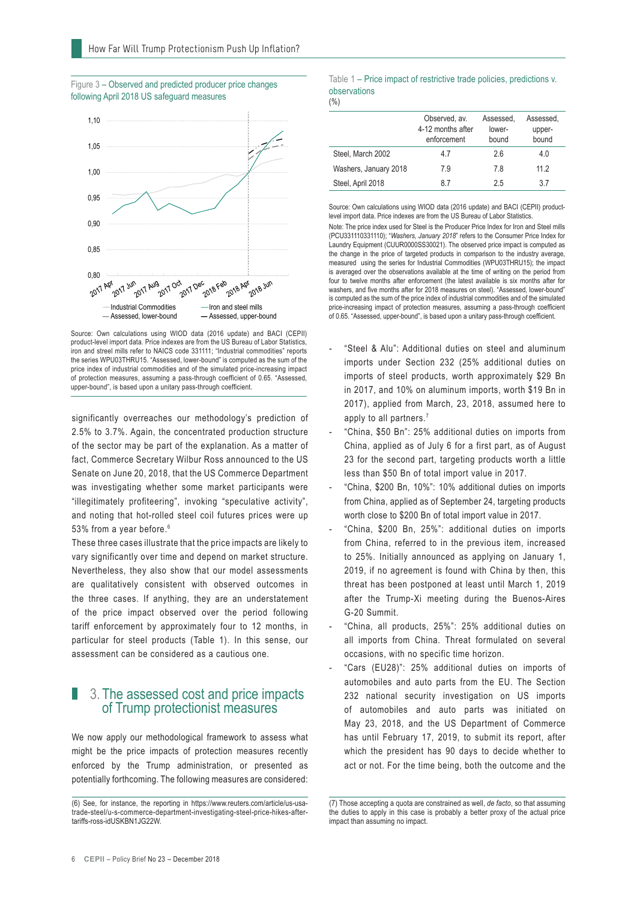Figure 3 – Observed and predicted producer price changes following April 2018 US safeguard measures

Source: Own calculations using WIOD data (2016 update) and BACI (CEPII) product-level import data. Price indexes are from the US Bureau of Labor Statistics, iron and streel mills refer to NAICS code 331111; "Industrial commodities" reports the series WPU03THRU15. "Assessed, lower-bound" is computed as the sum of the price index of industrial commodities and of the simulated price-increasing impact of protection measures, assuming a pass-through coefficient of 0.65. "Assessed, upper-bound", is based upon a unitary pass-through coefficient.

significantly overreaches our methodology's prediction of 2.5% to 3.7%. Again, the concentrated production structure of the sector may be part of the explanation. As a matter of fact, Commerce Secretary Wilbur Ross announced to the US Senate on June 20, 2018, that the US Commerce Department was investigating whether some market participants were "illegitimately profiteering", invoking "speculative activity", and noting that hot-rolled steel coil futures prices were up 53% from a year before.[6]

These three cases illustrate that the price impacts are likely to vary significantly over time and depend on market structure. Nevertheless, they also show that our model assessments are qualitatively consistent with observed outcomes in the three cases. If anything, they are an understatement of the price impact observed over the period following tariff enforcement by approximately four to 12 months, in particular for steel products (Table 1). In this sense, our assessment can be considered as a cautious one.

## 3. The assessed cost and price impacts of Trump protectionist measures

We now apply our methodological framework to assess what might be the price impacts of protection measures recently enforced by the Trump administration, or presented as potentially forthcoming. The following measures are considered:

Table 1 – Price impact of restrictive trade policies, predictions v. observations

(%)

| | Observed, av. 4-12 months after enforcement | Assessed, lower-bound | Assessed, upper-bound |
|---|---|---|---|
| Steel, March 2002 | 4.7 | 2.6 | 4.0 |
| Washers, January 2018 | 7.9 | 7.8 | 11.2 |
| Steel, April 2018 | 8.7 | 2.5 | 3.7 |

Source: Own calculations using WIOD data (2016 update) and BACI (CEPII) product-level import data. Price indexes are from the US Bureau of Labor Statistics.

Note: The price index used for Steel is the Producer Price Index for Iron and Steel mills (PCU331110331110); "*Washers, January 2018*" refers to the Consumer Price Index for Laundry Equipment (CUUR0000SS30021). The observed price impact is computed as the change in the price of targeted products in comparison to the industry average, measured using the series for Industrial Commodities (WPU03THRU15); the impact is averaged over the observations available at the time of writing on the period from four to twelve months after enforcement (the latest available is six months after for washers, and five months after for 2018 measures on steel). "Assessed, lower-bound" is computed as the sum of the price index of industrial commodities and of the simulated price-increasing impact of protection measures, assuming a pass-through coefficient of 0.65. "Assessed, upper-bound", is based upon a unitary pass-through coefficient.

- "Steel & Alu": Additional duties on steel and aluminum imports under Section 232 (25% additional duties on imports of steel products, worth approximately $29 Bn in 2017, and 10% on aluminum imports, worth $19 Bn in 2017), applied from March, 23, 2018, assumed here to apply to all partners.[7]
- "China, $50 Bn": 25% additional duties on imports from China, applied as of July 6 for a first part, as of August 23 for the second part, targeting products worth a little less than $50 Bn of total import value in 2017.
- "China, $200 Bn, 10%": 10% additional duties on imports from China, applied as of September 24, targeting products worth close to $200 Bn of total import value in 2017.
- "China, $200 Bn, 25%": additional duties on imports from China, referred to in the previous item, increased to 25%. Initially announced as applying on January 1, 2019, if no agreement is found with China by then, this threat has been postponed at least until March 1, 2019 after the Trump-Xi meeting during the Buenos-Aires G-20 Summit.
- "China, all products, 25%": 25% additional duties on all imports from China. Threat formulated on several occasions, with no specific time horizon.
- "Cars (EU28)": 25% additional duties on imports of automobiles and auto parts from the EU. The Section 232 national security investigation on US imports of automobiles and auto parts was initiated on May 23, 2018, and the US Department of Commerce has until February 17, 2019, to submit its report, after which the president has 90 days to decide whether to act or not. For the time being, both the outcome and the

(6) See, for instance, the reporting in https://www.reuters.com/article/us-usa-trade-steel/u-s-commerce-department-investigating-steel-price-hikes-after-tariffs-ross-idUSKBN1JG22W.

(7) Those accepting a quota are constrained as well, *de facto*, so that assuming the duties to apply in this case is probably a better proxy of the actual price impact than assuming no impact.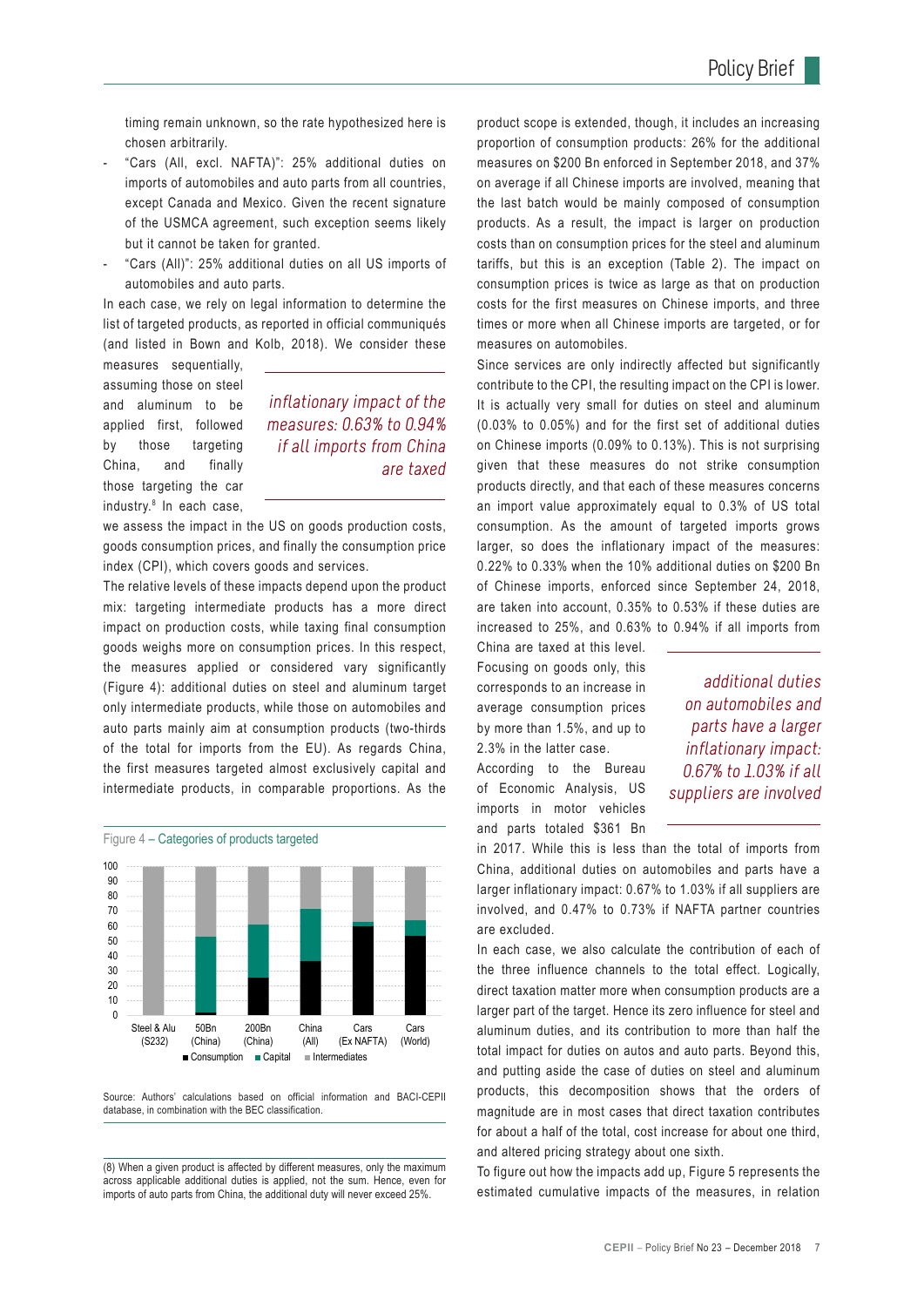timing remain unknown, so the rate hypothesized here is chosen arbitrarily.

- "Cars (All, excl. NAFTA)": 25% additional duties on imports of automobiles and auto parts from all countries, except Canada and Mexico. Given the recent signature of the USMCA agreement, such exception seems likely but it cannot be taken for granted.
- "Cars (All)": 25% additional duties on all US imports of automobiles and auto parts.

In each case, we rely on legal information to determine the list of targeted products, as reported in official communiqués (and listed in Bown and Kolb, 2018). We consider these measures sequentially, assuming those on steel and aluminum to be applied first, followed by those targeting China, and finally those targeting the car industry.[8] In each case, we assess the impact in the US on goods production costs, goods consumption prices, and finally the consumption price index (CPI), which covers goods and services.

*inflationary impact of the measures: 0.63% to 0.94% if all imports from China are taxed*

The relative levels of these impacts depend upon the product mix: targeting intermediate products has a more direct impact on production costs, while taxing final consumption goods weighs more on consumption prices. In this respect, the measures applied or considered vary significantly (Figure 4): additional duties on steel and aluminum target only intermediate products, while those on automobiles and auto parts mainly aim at consumption products (two-thirds of the total for imports from the EU). As regards China, the first measures targeted almost exclusively capital and intermediate products, in comparable proportions. As the

Figure 4 – Categories of products targeted

| | Steel & Alu (S232) | 50Bn (China) | 200Bn (China) | China (All) | Cars (Ex NAFTA) | Cars (World) |
|---|---|---|---|---|---|---|
| Consumption | ~0 | ~1 | ~25 | ~36 | ~60 | ~54 |
| Capital | ~0 | ~52 | ~36 | ~35 | ~3 | ~10 |
| Intermediates | ~100 | ~47 | ~39 | ~29 | ~37 | ~36 |

Source: Authors' calculations based on official information and BACI-CEPII database, in combination with the BEC classification.

product scope is extended, though, it includes an increasing proportion of consumption products: 26% for the additional measures on \$200 Bn enforced in September 2018, and 37% on average if all Chinese imports are involved, meaning that the last batch would be mainly composed of consumption products. As a result, the impact is larger on production costs than on consumption prices for the steel and aluminum tariffs, but this is an exception (Table 2). The impact on consumption prices is twice as large as that on production costs for the first measures on Chinese imports, and three times or more when all Chinese imports are targeted, or for measures on automobiles.

Since services are only indirectly affected but significantly contribute to the CPI, the resulting impact on the CPI is lower. It is actually very small for duties on steel and aluminum (0.03% to 0.05%) and for the first set of additional duties on Chinese imports (0.09% to 0.13%). This is not surprising given that these measures do not strike consumption products directly, and that each of these measures concerns an import value approximately equal to 0.3% of US total consumption. As the amount of targeted imports grows larger, so does the inflationary impact of the measures: 0.22% to 0.33% when the 10% additional duties on \$200 Bn of Chinese imports, enforced since September 24, 2018, are taken into account, 0.35% to 0.53% if these duties are increased to 25%, and 0.63% to 0.94% if all imports from China are taxed at this level. Focusing on goods only, this corresponds to an increase in average consumption prices by more than 1.5%, and up to 2.3% in the latter case.

*additional duties on automobiles and parts have a larger inflationary impact: 0.67% to 1.03% if all suppliers are involved*

According to the Bureau of Economic Analysis, US imports in motor vehicles and parts totaled \$361 Bn in 2017. While this is less than the total of imports from China, additional duties on automobiles and parts have a larger inflationary impact: 0.67% to 1.03% if all suppliers are involved, and 0.47% to 0.73% if NAFTA partner countries are excluded.

In each case, we also calculate the contribution of each of the three influence channels to the total effect. Logically, direct taxation matter more when consumption products are a larger part of the target. Hence its zero influence for steel and aluminum duties, and its contribution to more than half the total impact for duties on autos and auto parts. Beyond this, and putting aside the case of duties on steel and aluminum products, this decomposition shows that the orders of magnitude are in most cases that direct taxation contributes for about a half of the total, cost increase for about one third, and altered pricing strategy about one sixth.

To figure out how the impacts add up, Figure 5 represents the estimated cumulative impacts of the measures, in relation

(8) When a given product is affected by different measures, only the maximum across applicable additional duties is applied, not the sum. Hence, even for imports of auto parts from China, the additional duty will never exceed 25%.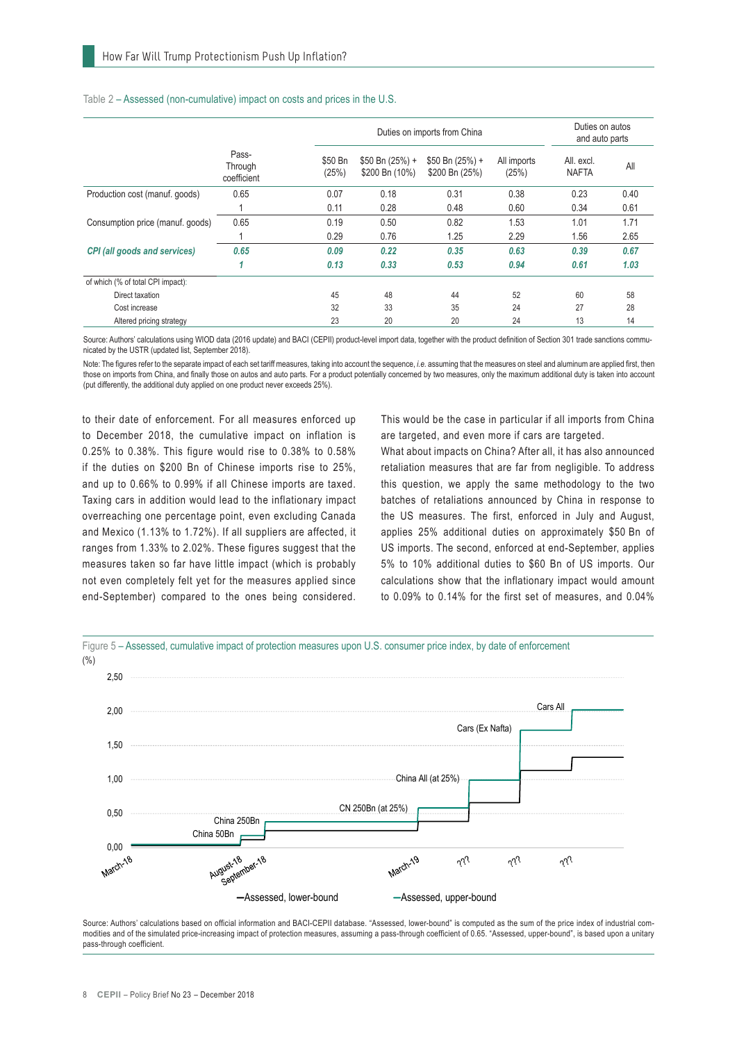Table 2 – Assessed (non-cumulative) impact on costs and prices in the U.S.

| | Pass-Through coefficient | Duties on imports from China | | | | Duties on autos and auto parts | |
|---|---|---|---|---|---|---|---|
| | | $50 Bn (25%) | $50 Bn (25%) + $200 Bn (10%) | $50 Bn (25%) + $200 Bn (25%) | All imports (25%) | All. excl. NAFTA | All |
| Production cost (manuf. goods) | 0.65 | 0.07 | 0.18 | 0.31 | 0.38 | 0.23 | 0.40 |
| | 1 | 0.11 | 0.28 | 0.48 | 0.60 | 0.34 | 0.61 |
| Consumption price (manuf. goods) | 0.65 | 0.19 | 0.50 | 0.82 | 1.53 | 1.01 | 1.71 |
| | 1 | 0.29 | 0.76 | 1.25 | 2.29 | 1.56 | 2.65 |
| ***CPI (all goods and services)*** | ***0.65*** | ***0.09*** | ***0.22*** | ***0.35*** | ***0.63*** | ***0.39*** | ***0.67*** |
| | ***1*** | ***0.13*** | ***0.33*** | ***0.53*** | ***0.94*** | ***0.61*** | ***1.03*** |
| of which (% of total CPI impact): | | | | | | | |
| Direct taxation | | 45 | 48 | 44 | 52 | 60 | 58 |
| Cost increase | | 32 | 33 | 35 | 24 | 27 | 28 |
| Altered pricing strategy | | 23 | 20 | 20 | 24 | 13 | 14 |

Source: Authors' calculations using WIOD data (2016 update) and BACI (CEPII) product-level import data, together with the product definition of Section 301 trade sanctions communicated by the USTR (updated list, September 2018).

Note: The figures refer to the separate impact of each set tariff measures, taking into account the sequence, *i.e.* assuming that the measures on steel and aluminum are applied first, then those on imports from China, and finally those on autos and auto parts. For a product potentially concerned by two measures, only the maximum additional duty is taken into account (put differently, the additional duty applied on one product never exceeds 25%).

to their date of enforcement. For all measures enforced up to December 2018, the cumulative impact on inflation is 0.25% to 0.38%. This figure would rise to 0.38% to 0.58% if the duties on $200 Bn of Chinese imports rise to 25%, and up to 0.66% to 0.99% if all Chinese imports are taxed. Taxing cars in addition would lead to the inflationary impact overreaching one percentage point, even excluding Canada and Mexico (1.13% to 1.72%). If all suppliers are affected, it ranges from 1.33% to 2.02%. These figures suggest that the measures taken so far have little impact (which is probably not even completely felt yet for the measures applied since end-September) compared to the ones being considered. This would be the case in particular if all imports from China are targeted, and even more if cars are targeted.

What about impacts on China? After all, it has also announced retaliation measures that are far from negligible. To address this question, we apply the same methodology to the two batches of retaliations announced by China in response to the US measures. The first, enforced in July and August, applies 25% additional duties on approximately $50 Bn of US imports. The second, enforced at end-September, applies 5% to 10% additional duties to $60 Bn of US imports. Our calculations show that the inflationary impact would amount to 0.09% to 0.14% for the first set of measures, and 0.04%

Figure 5 – Assessed, cumulative impact of protection measures upon U.S. consumer price index, by date of enforcement

Source: Authors' calculations based on official information and BACI-CEPII database. "Assessed, lower-bound" is computed as the sum of the price index of industrial commodities and of the simulated price-increasing impact of protection measures, assuming a pass-through coefficient of 0.65. "Assessed, upper-bound", is based upon a unitary pass-through coefficient.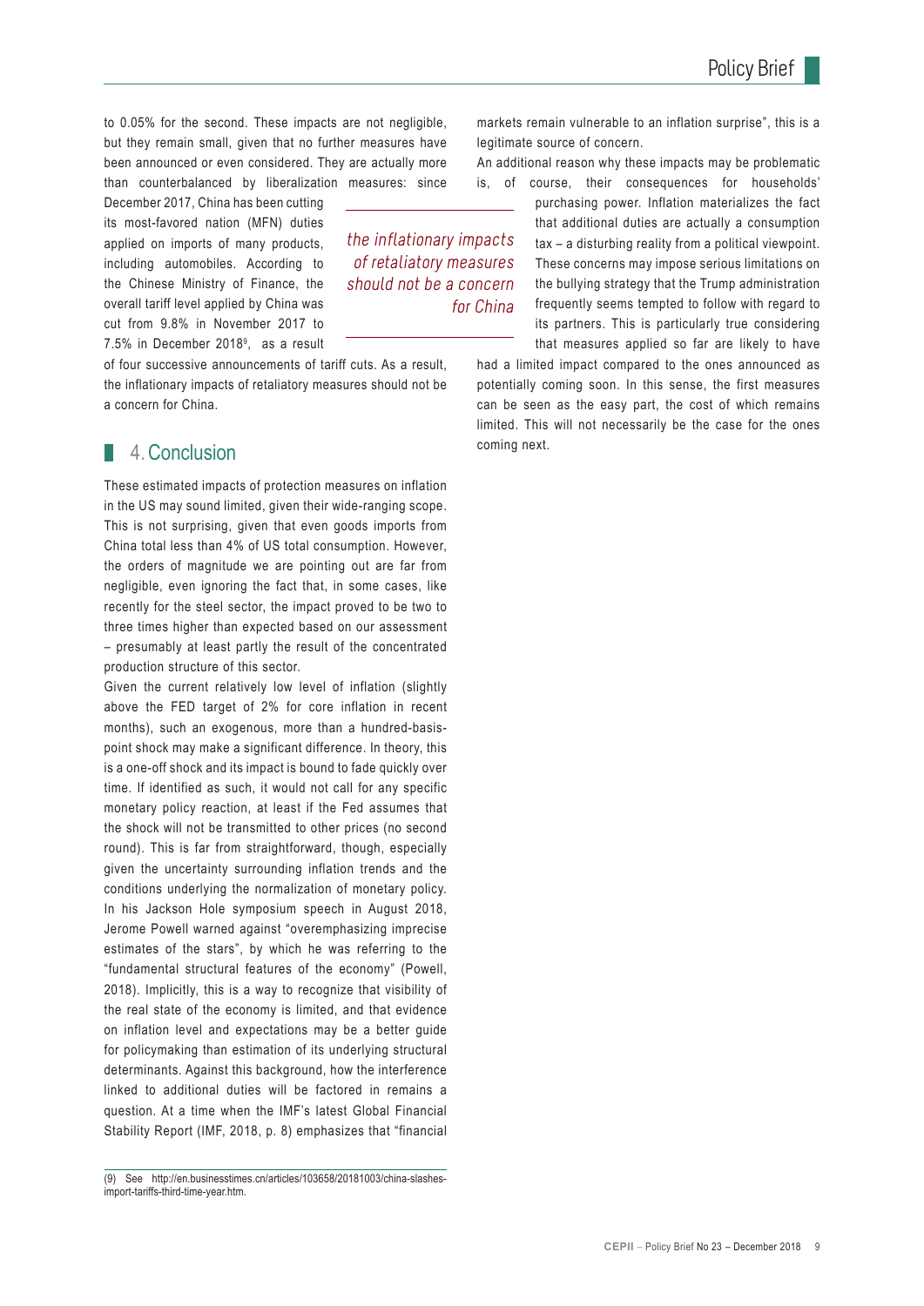to 0.05% for the second. These impacts are not negligible, but they remain small, given that no further measures have been announced or even considered. They are actually more than counterbalanced by liberalization measures: since December 2017, China has been cutting its most-favored nation (MFN) duties applied on imports of many products, including automobiles. According to the Chinese Ministry of Finance, the overall tariff level applied by China was cut from 9.8% in November 2017 to 7.5% in December 2018[9], as a result of four successive announcements of tariff cuts. As a result, the inflationary impacts of retaliatory measures should not be a concern for China.

*the inflationary impacts of retaliatory measures should not be a concern for China*

## 4. Conclusion

These estimated impacts of protection measures on inflation in the US may sound limited, given their wide-ranging scope. This is not surprising, given that even goods imports from China total less than 4% of US total consumption. However, the orders of magnitude we are pointing out are far from negligible, even ignoring the fact that, in some cases, like recently for the steel sector, the impact proved to be two to three times higher than expected based on our assessment – presumably at least partly the result of the concentrated production structure of this sector.

Given the current relatively low level of inflation (slightly above the FED target of 2% for core inflation in recent months), such an exogenous, more than a hundred-basis-point shock may make a significant difference. In theory, this is a one-off shock and its impact is bound to fade quickly over time. If identified as such, it would not call for any specific monetary policy reaction, at least if the Fed assumes that the shock will not be transmitted to other prices (no second round). This is far from straightforward, though, especially given the uncertainty surrounding inflation trends and the conditions underlying the normalization of monetary policy. In his Jackson Hole symposium speech in August 2018, Jerome Powell warned against "overemphasizing imprecise estimates of the stars", by which he was referring to the "fundamental structural features of the economy" (Powell, 2018). Implicitly, this is a way to recognize that visibility of the real state of the economy is limited, and that evidence on inflation level and expectations may be a better guide for policymaking than estimation of its underlying structural determinants. Against this background, how the interference linked to additional duties will be factored in remains a question. At a time when the IMF's latest Global Financial Stability Report (IMF, 2018, p. 8) emphasizes that "financial markets remain vulnerable to an inflation surprise", this is a legitimate source of concern.

An additional reason why these impacts may be problematic is, of course, their consequences for households' purchasing power. Inflation materializes the fact that additional duties are actually a consumption tax – a disturbing reality from a political viewpoint. These concerns may impose serious limitations on the bullying strategy that the Trump administration frequently seems tempted to follow with regard to its partners. This is particularly true considering that measures applied so far are likely to have had a limited impact compared to the ones announced as potentially coming soon. In this sense, the first measures can be seen as the easy part, the cost of which remains limited. This will not necessarily be the case for the ones coming next.

(9) See http://en.businesstimes.cn/articles/103658/20181003/china-slashes-import-tariffs-third-time-year.htm.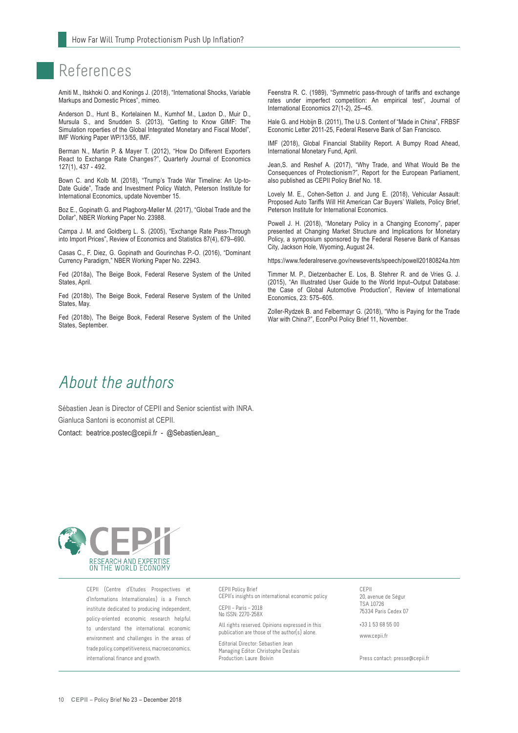# References

Amiti M., Itskhoki O. and Konings J. (2018), "International Shocks, Variable Markups and Domestic Prices", mimeo.

Anderson D., Hunt B., Kortelainen M., Kumhof M., Laxton D., Muir D., Mursula S., and Snudden S. (2013), "Getting to Know GIMF: The Simulation roperties of the Global Integrated Monetary and Fiscal Model", IMF Working Paper WP/13/55, IMF.

Berman N., Martin P. & Mayer T. (2012), "How Do Different Exporters React to Exchange Rate Changes?", Quarterly Journal of Economics 127(1), 437 - 492.

Bown C. and Kolb M. (2018), "Trump's Trade War Timeline: An Up-to-Date Guide", Trade and Investment Policy Watch, Peterson Institute for International Economics, update November 15.

Boz E., Gopinath G. and Plagborg-Møller M. (2017), "Global Trade and the Dollar", NBER Working Paper No. 23988.

Campa J. M. and Goldberg L. S. (2005), "Exchange Rate Pass-Through into Import Prices", Review of Economics and Statistics 87(4), 679--690.

Casas C., F. Diez, G. Gopinath and Gourinchas P.-O. (2016), "Dominant Currency Paradigm," NBER Working Paper No. 22943.

Fed (2018a), The Beige Book, Federal Reserve System of the United States, April.

Fed (2018b), The Beige Book, Federal Reserve System of the United States, May.

Fed (2018b), The Beige Book, Federal Reserve System of the United States, September.

Feenstra R. C. (1989), "Symmetric pass-through of tariffs and exchange rates under imperfect competition: An empirical test", Journal of International Economics 27(1-2), 25--45.

Hale G. and Hobijn B. (2011), The U.S. Content of "Made in China", FRBSF Economic Letter 2011-25, Federal Reserve Bank of San Francisco.

IMF (2018), Global Financial Stability Report. A Bumpy Road Ahead, International Monetary Fund, April.

Jean,S. and Reshef A. (2017), "Why Trade, and What Would Be the Consequences of Protectionism?", Report for the European Parliament, also published as CEPII Policy Brief No. 18.

Lovely M. E., Cohen-Setton J. and Jung E. (2018), Vehicular Assault: Proposed Auto Tariffs Will Hit American Car Buyers' Wallets, Policy Brief, Peterson Institute for International Economics.

Powell J. H. (2018), "Monetary Policy in a Changing Economy", paper presented at Changing Market Structure and Implications for Monetary Policy, a symposium sponsored by the Federal Reserve Bank of Kansas City, Jackson Hole, Wyoming, August 24.

https://www.federalreserve.gov/newsevents/speech/powell20180824a.htm

Timmer M. P., Dietzenbacher E. Los, B. Stehrer R. and de Vries G. J. (2015), "An Illustrated User Guide to the World Input–Output Database: the Case of Global Automotive Production", Review of International Economics, 23: 575–605.

Zoller-Rydzek B. and Felbermayr G. (2018), "Who is Paying for the Trade War with China?", EconPol Policy Brief 11, November.

## *About the authors*

Sébastien Jean is Director of CEPII and Senior scientist with INRA.

Gianluca Santoni is economist at CEPII.

Contact: beatrice.postec@cepii.fr - @SebastienJean_

CEPII

RESEARCH AND EXPERTISE ON THE WORLD ECONOMY

CEPII (Centre d'Etudes Prospectives et d'Informations Internationales) is a French institute dedicated to producing independent, policy-oriented economic research helpful to understand the international economic environment and challenges in the areas of trade policy, competitiveness, macroeconomics, international finance and growth.

CEPII Policy Brief
CEPII's insights on international economic policy

CEPII – Paris – 2018
No ISSN: 2270-258X

All rights reserved. Opinions expressed in this publication are those of the author(s) alone.

Editorial Director: Sébastien Jean
Managing Editor: Christophe Destais
Production: Laure Boivin

CEPII
20, avenue de Ségur
TSA 10726
75334 Paris Cedex 07

+33 1 53 68 55 00

www.cepii.fr

Press contact: presse@cepii.fr